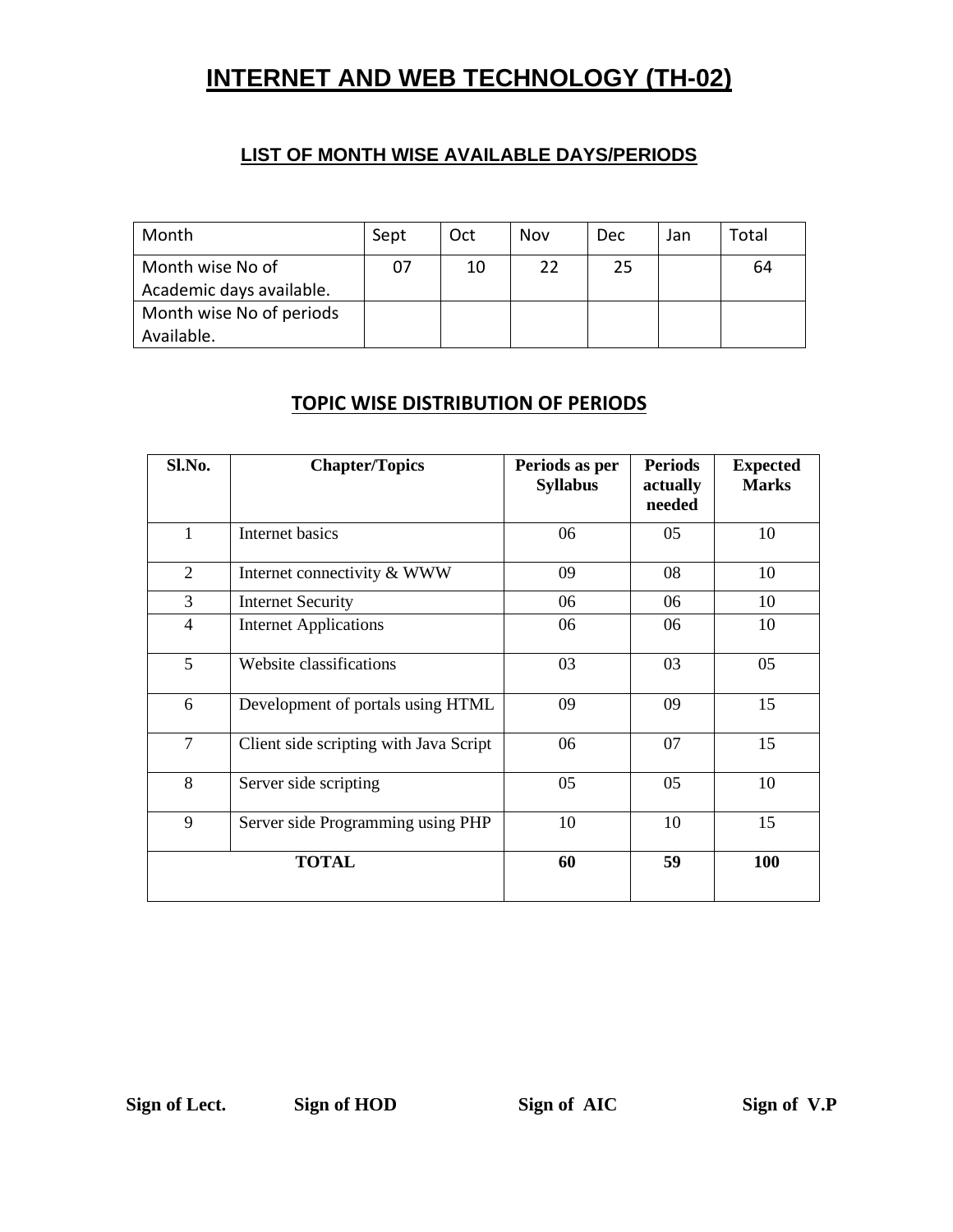# INTERNET AND WEB TECHNOLOGY (TH-02)

## LIST OF MONTH WISE AVAILABLE DAYS/PERIODS

| Month | Sept | Oct | Nov | Dec | Jan | Total |
|---|---|---|---|---|---|---|
| Month wise No of Academic days available. | 07 | 10 | 22 | 25 | | 64 |
| Month wise No of periods Available. | | | | | | |

## TOPIC WISE DISTRIBUTION OF PERIODS

| Sl.No. | Chapter/Topics | Periods as per Syllabus | Periods actually needed | Expected Marks |
|---|---|---|---|---|
| 1 | Internet basics | 06 | 05 | 10 |
| 2 | Internet connectivity & WWW | 09 | 08 | 10 |
| 3 | Internet Security | 06 | 06 | 10 |
| 4 | Internet Applications | 06 | 06 | 10 |
| 5 | Website classifications | 03 | 03 | 05 |
| 6 | Development of portals using HTML | 09 | 09 | 15 |
| 7 | Client side scripting with Java Script | 06 | 07 | 15 |
| 8 | Server side scripting | 05 | 05 | 10 |
| 9 | Server side Programming using PHP | 10 | 10 | 15 |
| **TOTAL** | | **60** | **59** | **100** |

**Sign of Lect.** **Sign of HOD** **Sign of AIC** **Sign of V.P**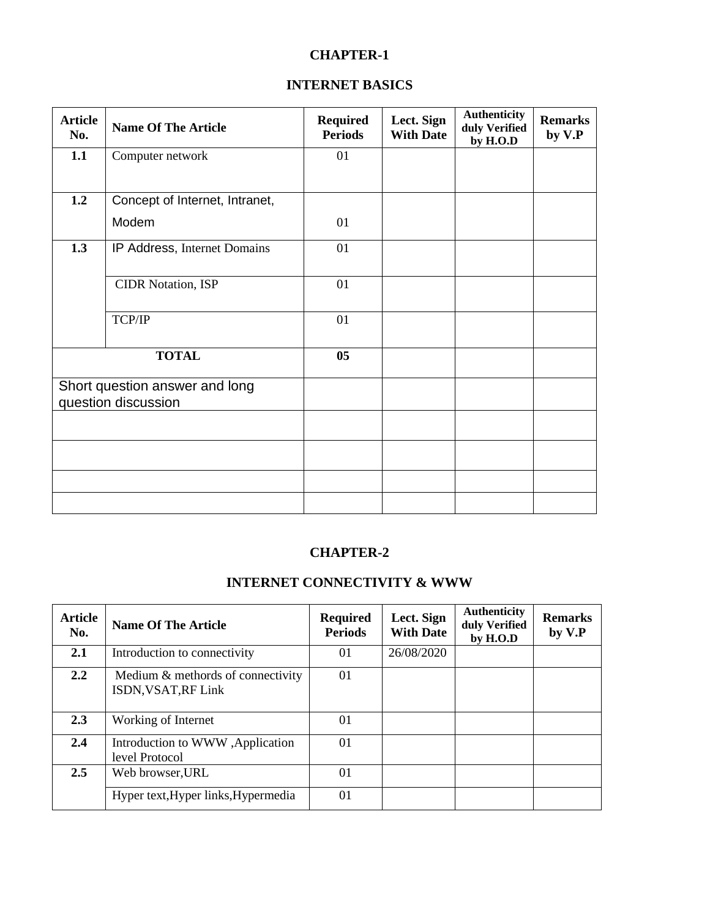# CHAPTER-1

## INTERNET BASICS

| Article No. | Name Of The Article | Required Periods | Lect. Sign With Date | Authenticity duly Verified by H.O.D | Remarks by V.P |
|---|---|---|---|---|---|
| **1.1** | Computer network | 01 | | | |
| **1.2** | Concept of Internet, Intranet, Modem | 01 | | | |
| **1.3** | IP Address, Internet Domains | 01 | | | |
| | CIDR Notation, ISP | 01 | | | |
| | TCP/IP | 01 | | | |
| | **TOTAL** | **05** | | | |
| Short question answer and long question discussion | | | | | |
| | | | | | |
| | | | | | |
| | | | | | |
| | | | | | |

# CHAPTER-2

## INTERNET CONNECTIVITY & WWW

| Article No. | Name Of The Article | Required Periods | Lect. Sign With Date | Authenticity duly Verified by H.O.D | Remarks by V.P |
|---|---|---|---|---|---|
| **2.1** | Introduction to connectivity | 01 | 26/08/2020 | | |
| **2.2** | Medium & methords of connectivity ISDN,VSAT,RF Link | 01 | | | |
| **2.3** | Working of Internet | 01 | | | |
| **2.4** | Introduction to WWW ,Application level Protocol | 01 | | | |
| **2.5** | Web browser,URL | 01 | | | |
| | Hyper text,Hyper links,Hypermedia | 01 | | | |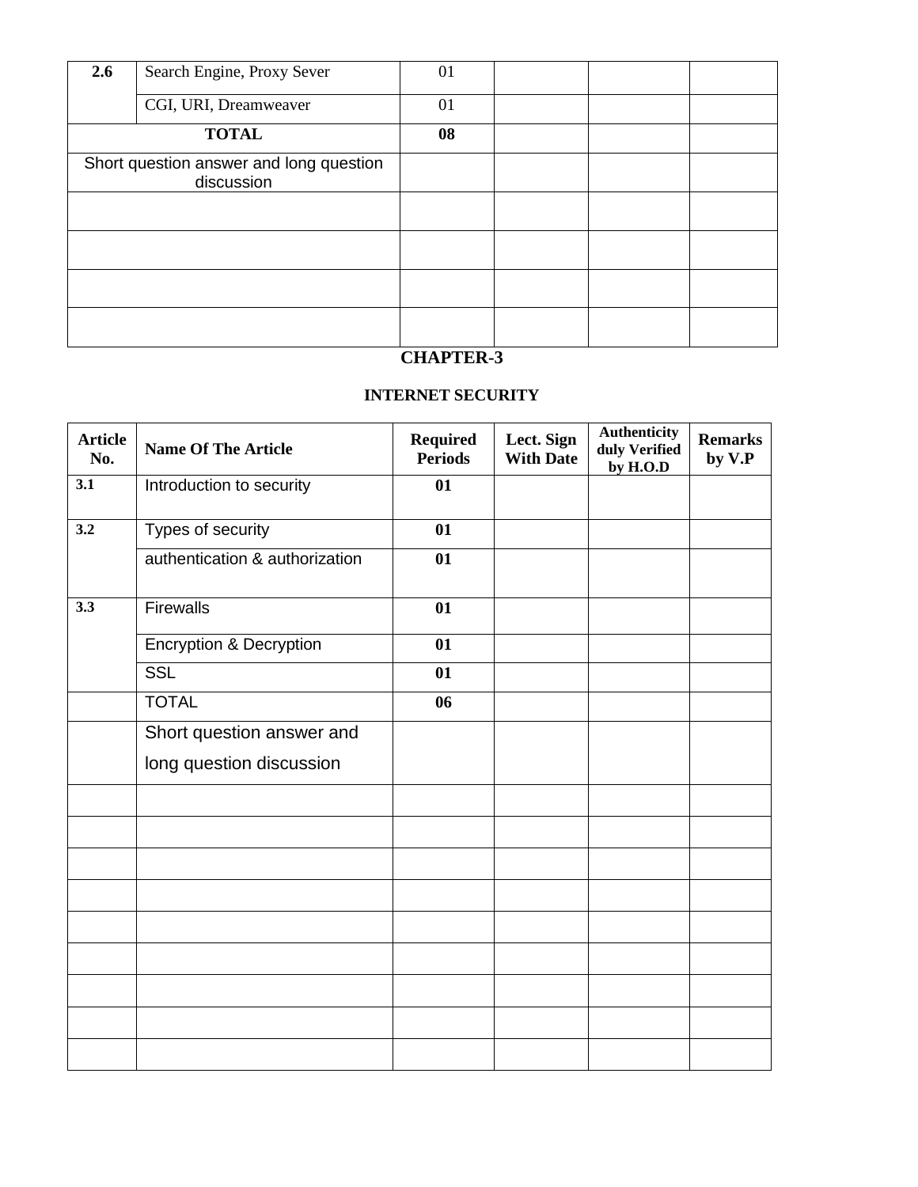| 2.6 | Search Engine, Proxy Sever | 01 | | | |
|---|---|---|---|---|---|
| | CGI, URI, Dreamweaver | 01 | | | |
| **TOTAL** | | **08** | | | |
| Short question answer and long question discussion | | | | | |
| | | | | | |
| | | | | | |
| | | | | | |
| | | | | | |

## CHAPTER-3

### INTERNET SECURITY

| Article No. | Name Of The Article | Required Periods | Lect. Sign With Date | Authenticity duly Verified by H.O.D | Remarks by V.P |
|---|---|---|---|---|---|
| **3.1** | Introduction to security | **01** | | | |
| **3.2** | Types of security | **01** | | | |
| | authentication & authorization | **01** | | | |
| **3.3** | Firewalls | **01** | | | |
| | Encryption & Decryption | **01** | | | |
| | SSL | **01** | | | |
| | TOTAL | **06** | | | |
| | Short question answer and long question discussion | | | | |
| | | | | | |
| | | | | | |
| | | | | | |
| | | | | | |
| | | | | | |
| | | | | | |
| | | | | | |
| | | | | | |
| | | | | | |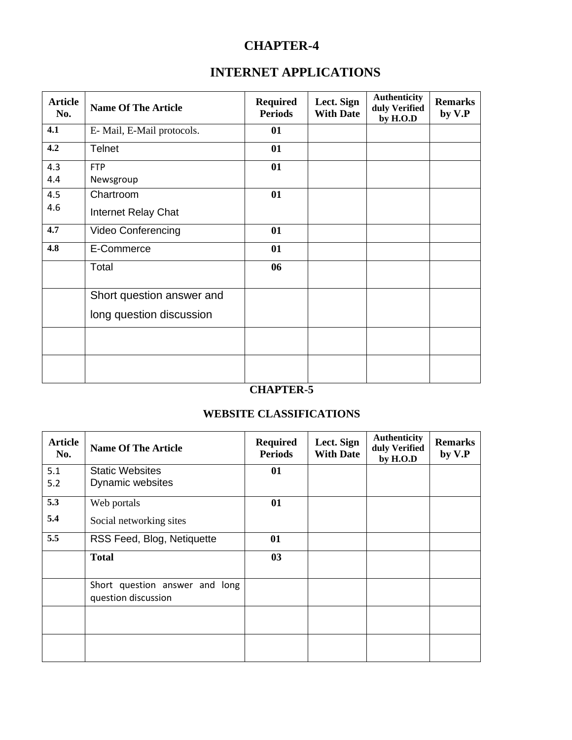# CHAPTER-4

## INTERNET APPLICATIONS

| Article No. | Name Of The Article | Required Periods | Lect. Sign With Date | Authenticity duly Verified by H.O.D | Remarks by V.P |
|---|---|---|---|---|---|
| 4.1 | E- Mail, E-Mail protocols. | 01 | | | |
| 4.2 | Telnet | 01 | | | |
| 4.3<br>4.4 | FTP<br>Newsgroup | 01 | | | |
| 4.5<br>4.6 | Chartroom<br>Internet Relay Chat | 01 | | | |
| 4.7 | Video Conferencing | 01 | | | |
| 4.8 | E-Commerce | 01 | | | |
| | Total | 06 | | | |
| | Short question answer and long question discussion | | | | |
| | | | | | |
| | | | | | |

# CHAPTER-5

## WEBSITE CLASSIFICATIONS

| Article No. | Name Of The Article | Required Periods | Lect. Sign With Date | Authenticity duly Verified by H.O.D | Remarks by V.P |
|---|---|---|---|---|---|
| 5.1<br>5.2 | Static Websites<br>Dynamic websites | 01 | | | |
| 5.3<br>5.4 | Web portals<br>Social networking sites | 01 | | | |
| 5.5 | RSS Feed, Blog, Netiquette | 01 | | | |
| | **Total** | 03 | | | |
| | Short question answer and long question discussion | | | | |
| | | | | | |
| | | | | | |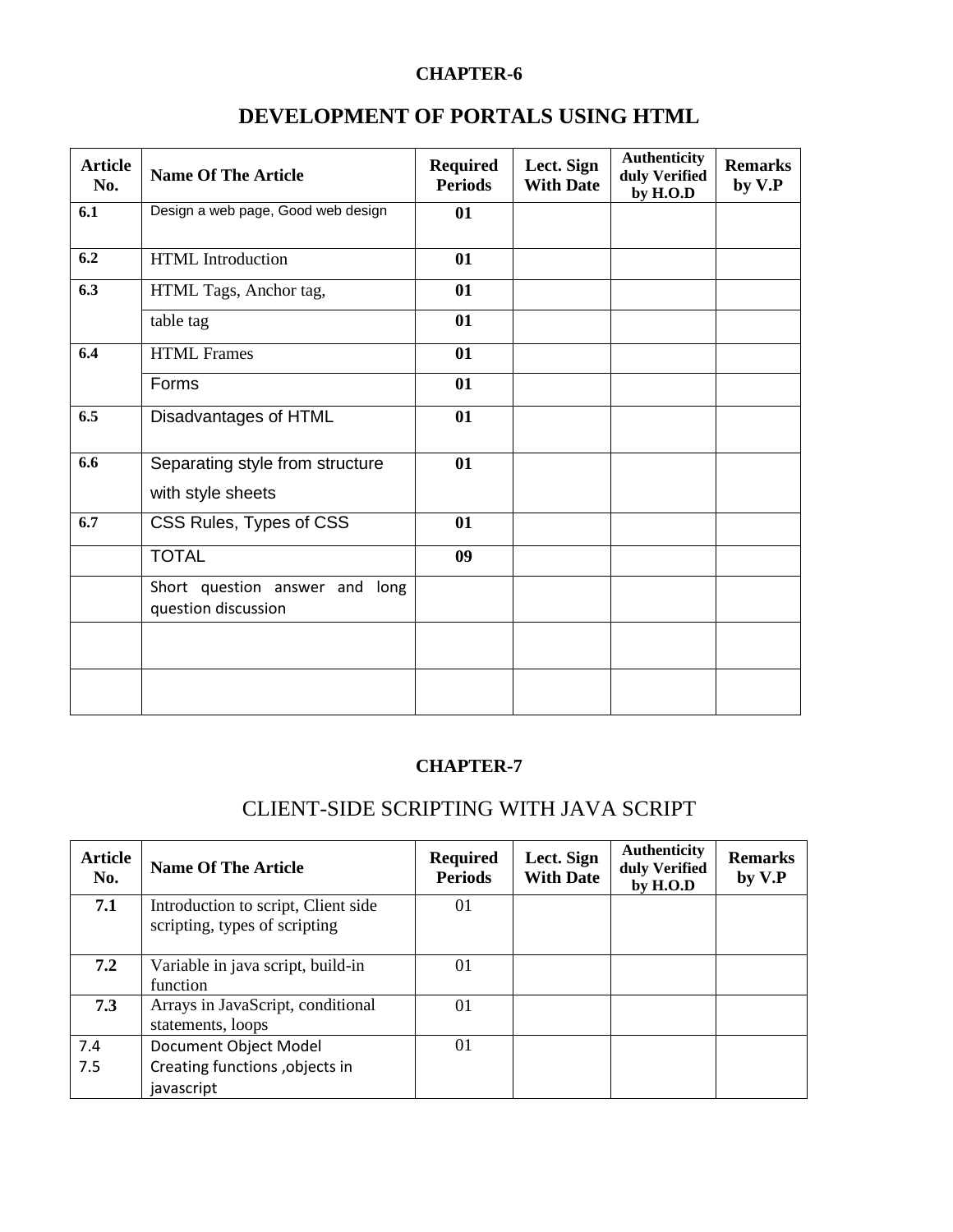**CHAPTER-6**

# DEVELOPMENT OF PORTALS USING HTML

| Article No. | Name Of The Article | Required Periods | Lect. Sign With Date | Authenticity duly Verified by H.O.D | Remarks by V.P |
|---|---|---|---|---|---|
| 6.1 | Design a web page, Good web design | 01 | | | |
| 6.2 | HTML Introduction | 01 | | | |
| 6.3 | HTML Tags, Anchor tag, | 01 | | | |
| | table tag | 01 | | | |
| 6.4 | HTML Frames | 01 | | | |
| | Forms | 01 | | | |
| 6.5 | Disadvantages of HTML | 01 | | | |
| 6.6 | Separating style from structure with style sheets | 01 | | | |
| 6.7 | CSS Rules, Types of CSS | 01 | | | |
| | TOTAL | 09 | | | |
| | Short question answer and long question discussion | | | | |
| | | | | | |
| | | | | | |

**CHAPTER-7**

# CLIENT-SIDE SCRIPTING WITH JAVA SCRIPT

| Article No. | Name Of The Article | Required Periods | Lect. Sign With Date | Authenticity duly Verified by H.O.D | Remarks by V.P |
|---|---|---|---|---|---|
| 7.1 | Introduction to script, Client side scripting, types of scripting | 01 | | | |
| 7.2 | Variable in java script, build-in function | 01 | | | |
| 7.3 | Arrays in JavaScript, conditional statements, loops | 01 | | | |
| 7.4<br>7.5 | Document Object Model<br>Creating functions ,objects in javascript | 01 | | | |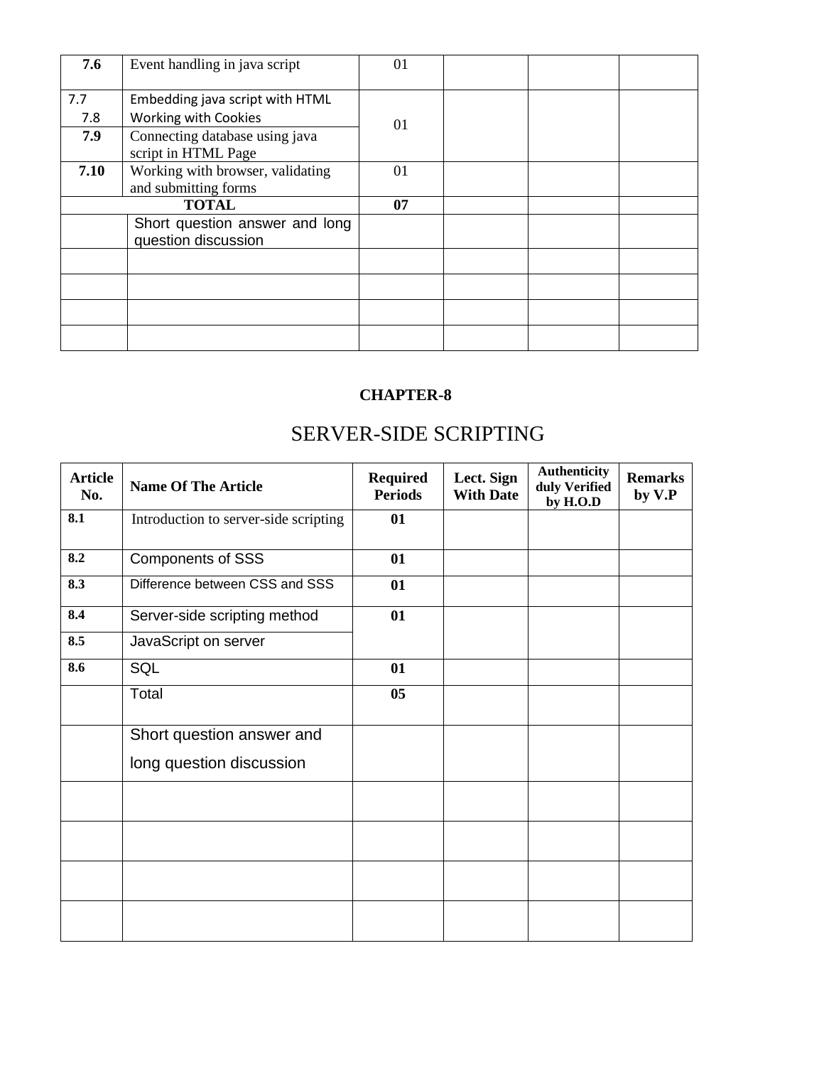| 7.6 | Event handling in java script | 01 | | | |
|---|---|---|---|---|---|
| 7.7<br>7.8 | Embedding java script with HTML<br>Working with Cookies | 01 | | | |
| 7.9 | Connecting database using java script in HTML Page | | | | |
| 7.10 | Working with browser, validating and submitting forms | 01 | | | |
| | **TOTAL** | **07** | | | |
| | Short question answer and long question discussion | | | | |
| | | | | | |
| | | | | | |
| | | | | | |
| | | | | | |

## CHAPTER-8

# SERVER-SIDE SCRIPTING

| Article No. | Name Of The Article | Required Periods | Lect. Sign With Date | Authenticity duly Verified by H.O.D | Remarks by V.P |
|---|---|---|---|---|---|
| 8.1 | Introduction to server-side scripting | 01 | | | |
| 8.2 | Components of SSS | 01 | | | |
| 8.3 | Difference between CSS and SSS | 01 | | | |
| 8.4 | Server-side scripting method | 01 | | | |
| 8.5 | JavaScript on server | | | | |
| 8.6 | SQL | 01 | | | |
| | Total | 05 | | | |
| | Short question answer and long question discussion | | | | |
| | | | | | |
| | | | | | |
| | | | | | |
| | | | | | |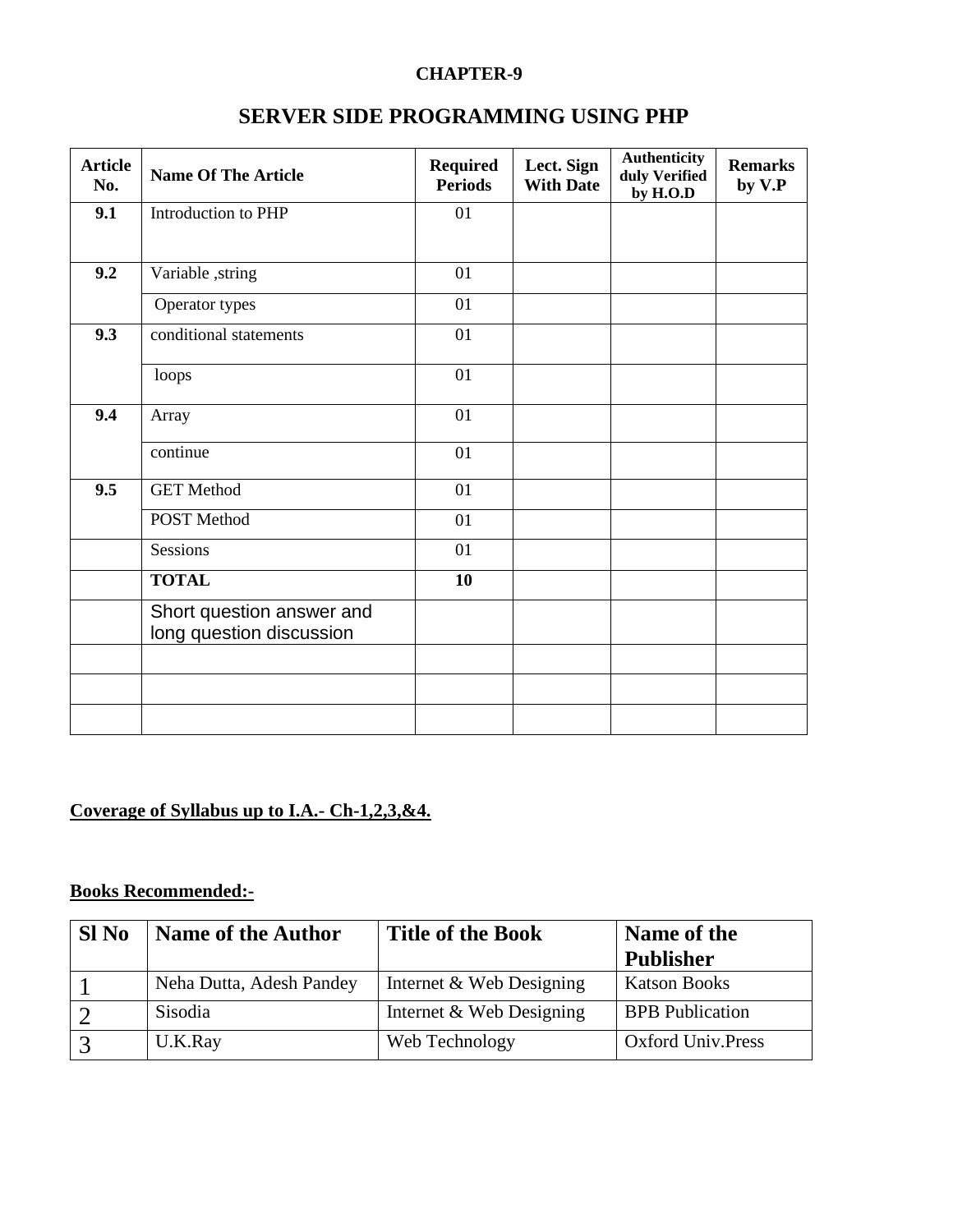**CHAPTER-9**

# SERVER SIDE PROGRAMMING USING PHP

| Article No. | Name Of The Article | Required Periods | Lect. Sign With Date | Authenticity duly Verified by H.O.D | Remarks by V.P |
|---|---|---|---|---|---|
| **9.1** | Introduction to PHP | 01 | | | |
| **9.2** | Variable ,string | 01 | | | |
| | Operator types | 01 | | | |
| **9.3** | conditional statements | 01 | | | |
| | loops | 01 | | | |
| **9.4** | Array | 01 | | | |
| | continue | 01 | | | |
| **9.5** | GET Method | 01 | | | |
| | POST Method | 01 | | | |
| | Sessions | 01 | | | |
| | **TOTAL** | **10** | | | |
| | Short question answer and long question discussion | | | | |
| | | | | | |
| | | | | | |
| | | | | | |

**<u>Coverage of Syllabus up to I.A.- Ch-1,2,3,&4.</u>**

**<u>Books Recommended:-</u>**

| Sl No | Name of the Author | Title of the Book | Name of the Publisher |
|---|---|---|---|
| 1 | Neha Dutta, Adesh Pandey | Internet & Web Designing | Katson Books |
| 2 | Sisodia | Internet & Web Designing | BPB Publication |
| 3 | U.K.Ray | Web Technology | Oxford Univ.Press |